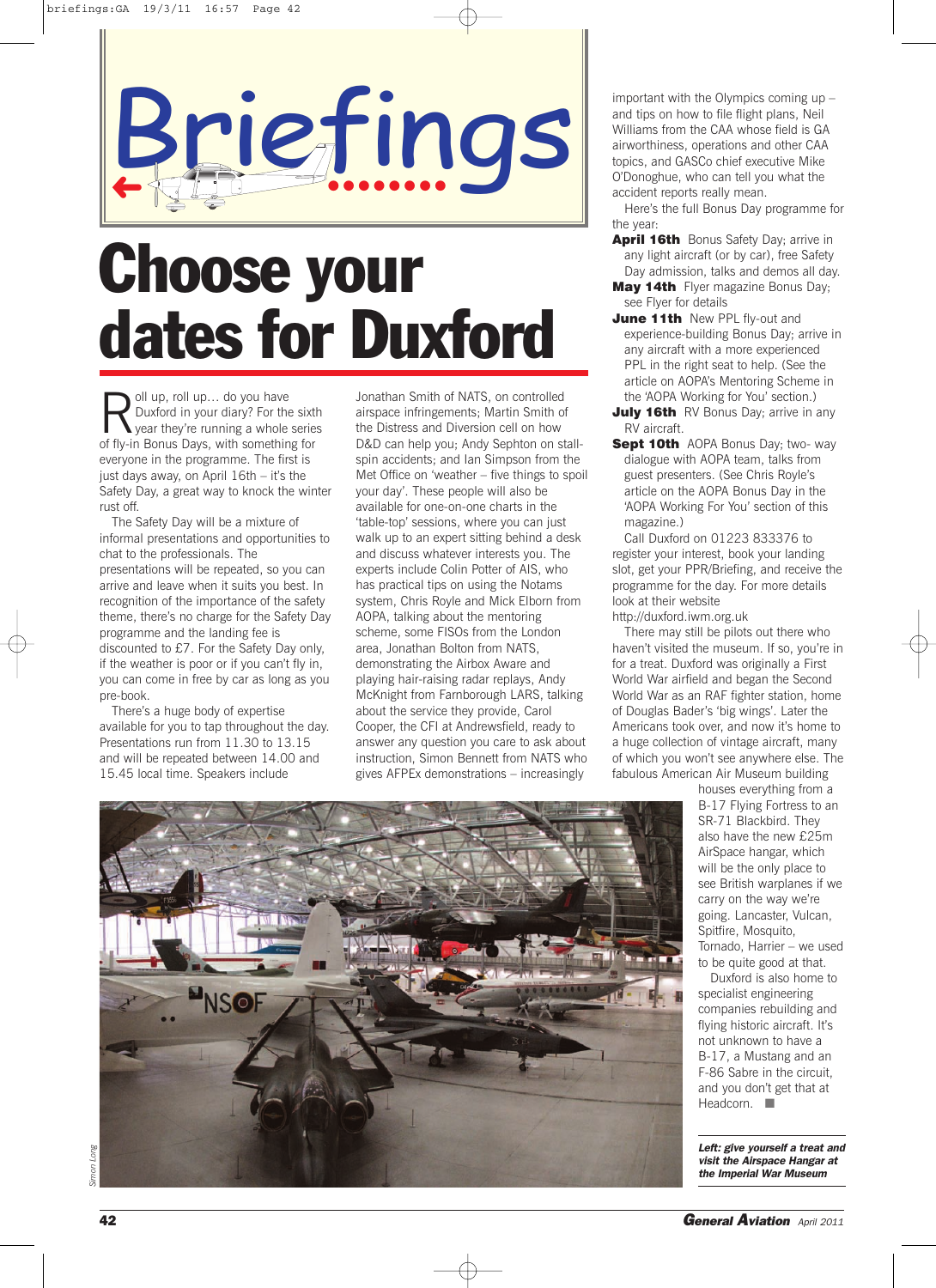# Briefings

## Choose your dates for Duxford

Roll up, roll up… do you have Duxford in your diary? For the sixth year they're running a whole series of fly-in Bonus Days, with something for everyone in the programme. The first is just days away, on April 16th – it's the Safety Day, a great way to knock the winter rust off.

The Safety Day will be a mixture of informal presentations and opportunities to chat to the professionals. The presentations will be repeated, so you can arrive and leave when it suits you best. In recognition of the importance of the safety theme, there's no charge for the Safety Day programme and the landing fee is discounted to £7. For the Safety Day only, if the weather is poor or if you can't fly in, you can come in free by car as long as you pre-book.

There's a huge body of expertise available for you to tap throughout the day. Presentations run from 11.30 to 13.15 and will be repeated between 14.00 and 15.45 local time. Speakers include Jonathan Smith of NATS, on controlled airspace infringements; Martin Smith of the Distress and Diversion cell on how D&D can help you; Andy Sephton on stall-spin accidents; and Ian Simpson from the Met Office on 'weather – five things to spoil your day'. These people will also be available for one-on-one charts in the 'table-top' sessions, where you can just walk up to an expert sitting behind a desk and discuss whatever interests you. The experts include Colin Potter of AIS, who has practical tips on using the Notams system, Chris Royle and Mick Elborn from AOPA, talking about the mentoring scheme, some FISOs from the London area, Jonathan Bolton from NATS, demonstrating the Airbox Aware and playing hair-raising radar replays, Andy McKnight from Farnborough LARS, talking about the service they provide, Carol Cooper, the CFI at Andrewsfield, ready to answer any question you care to ask about instruction, Simon Bennett from NATS who gives AFPEx demonstrations – increasingly important with the Olympics coming up – and tips on how to file flight plans, Neil Williams from the CAA whose field is GA airworthiness, operations and other CAA topics, and GASCo chief executive Mike O'Donoghue, who can tell you what the accident reports really mean.

Here's the full Bonus Day programme for the year:

**April 16th** Bonus Safety Day; arrive in any light aircraft (or by car), free Safety Day admission, talks and demos all day.
**May 14th** Flyer magazine Bonus Day; see Flyer for details
**June 11th** New PPL fly-out and experience-building Bonus Day; arrive in any aircraft with a more experienced PPL in the right seat to help. (See the article on AOPA's Mentoring Scheme in the 'AOPA Working for You' section.)
**July 16th** RV Bonus Day; arrive in any RV aircraft.
**Sept 10th** AOPA Bonus Day; two- way dialogue with AOPA team, talks from guest presenters. (See Chris Royle's article on the AOPA Bonus Day in the 'AOPA Working For You' section of this magazine.)

Call Duxford on 01223 833376 to register your interest, book your landing slot, get your PPR/Briefing, and receive the programme for the day. For more details look at their website http://duxford.iwm.org.uk

There may still be pilots out there who haven't visited the museum. If so, you're in for a treat. Duxford was originally a First World War airfield and began the Second World War as an RAF fighter station, home of Douglas Bader's 'big wings'. Later the Americans took over, and now it's home to a huge collection of vintage aircraft, many of which you won't see anywhere else. The fabulous American Air Museum building houses everything from a B-17 Flying Fortress to an SR-71 Blackbird. They also have the new £25m AirSpace hangar, which will be the only place to see British warplanes if we carry on the way we're going. Lancaster, Vulcan, Spitfire, Mosquito, Tornado, Harrier – we used to be quite good at that.

Duxford is also home to specialist engineering companies rebuilding and flying historic aircraft. It's not unknown to have a B-17, a Mustang and an F-86 Sabre in the circuit, and you don't get that at Headcorn. ■

*Left: give yourself a treat and visit the Airspace Hangar at the Imperial War Museum*

Simon Long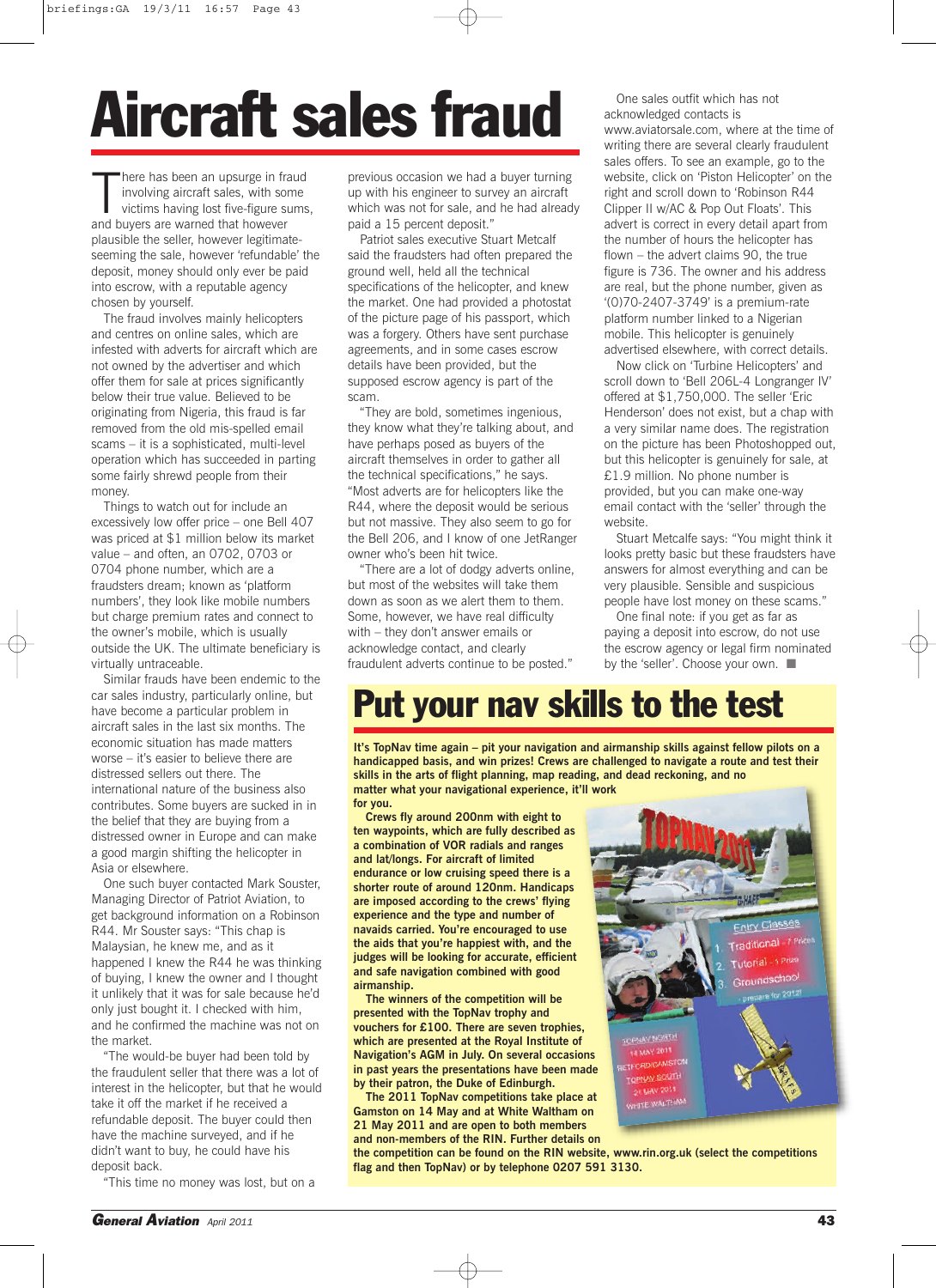# Aircraft sales fraud

There has been an upsurge in fraud involving aircraft sales, with some victims having lost five-figure sums, and buyers are warned that however plausible the seller, however legitimate-seeming the sale, however 'refundable' the deposit, money should only ever be paid into escrow, with a reputable agency chosen by yourself.

The fraud involves mainly helicopters and centres on online sales, which are infested with adverts for aircraft which are not owned by the advertiser and which offer them for sale at prices significantly below their true value. Believed to be originating from Nigeria, this fraud is far removed from the old mis-spelled email scams – it is a sophisticated, multi-level operation which has succeeded in parting some fairly shrewd people from their money.

Things to watch out for include an excessively low offer price – one Bell 407 was priced at $1 million below its market value – and often, an 0702, 0703 or 0704 phone number, which are a fraudsters dream; known as 'platform numbers', they look like mobile numbers but charge premium rates and connect to the owner's mobile, which is usually outside the UK. The ultimate beneficiary is virtually untraceable.

Similar frauds have been endemic to the car sales industry, particularly online, but have become a particular problem in aircraft sales in the last six months. The economic situation has made matters worse – it's easier to believe there are distressed sellers out there. The international nature of the business also contributes. Some buyers are sucked in in the belief that they are buying from a distressed owner in Europe and can make a good margin shifting the helicopter in Asia or elsewhere.

One such buyer contacted Mark Souster, Managing Director of Patriot Aviation, to get background information on a Robinson R44. Mr Souster says: "This chap is Malaysian, he knew me, and as it happened I knew the R44 he was thinking of buying, I knew the owner and I thought it unlikely that it was for sale because he'd only just bought it. I checked with him, and he confirmed the machine was not on the market.

"The would-be buyer had been told by the fraudulent seller that there was a lot of interest in the helicopter, but that he would take it off the market if he received a refundable deposit. The buyer could then have the machine surveyed, and if he didn't want to buy, he could have his deposit back.

"This time no money was lost, but on a previous occasion we had a buyer turning up with his engineer to survey an aircraft which was not for sale, and he had already paid a 15 percent deposit."

Patriot sales executive Stuart Metcalf said the fraudsters had often prepared the ground well, held all the technical specifications of the helicopter, and knew the market. One had provided a photostat of the picture page of his passport, which was a forgery. Others have sent purchase agreements, and in some cases escrow details have been provided, but the supposed escrow agency is part of the scam.

"They are bold, sometimes ingenious, they know what they're talking about, and have perhaps posed as buyers of the aircraft themselves in order to gather all the technical specifications," he says. "Most adverts are for helicopters like the R44, where the deposit would be serious but not massive. They also seem to go for the Bell 206, and I know of one JetRanger owner who's been hit twice.

"There are a lot of dodgy adverts online, but most of the websites will take them down as soon as we alert them to them. Some, however, we have real difficulty with – they don't answer emails or acknowledge contact, and clearly fraudulent adverts continue to be posted."

One sales outfit which has not acknowledged contacts is www.aviatorsale.com, where at the time of writing there are several clearly fraudulent sales offers. To see an example, go to the website, click on 'Piston Helicopter' on the right and scroll down to 'Robinson R44 Clipper II w/AC & Pop Out Floats'. This advert is correct in every detail apart from the number of hours the helicopter has flown – the advert claims 90, the true figure is 736. The owner and his address are real, but the phone number, given as '(0)70-2407-3749' is a premium-rate platform number linked to a Nigerian mobile. This helicopter is genuinely advertised elsewhere, with correct details.

Now click on 'Turbine Helicopters' and scroll down to 'Bell 206L-4 Longranger IV' offered at $1,750,000. The seller 'Eric Henderson' does not exist, but a chap with a very similar name does. The registration on the picture has been Photoshopped out, but this helicopter is genuinely for sale, at £1.9 million. No phone number is provided, but you can make one-way email contact with the 'seller' through the website.

Stuart Metcalfe says: "You might think it looks pretty basic but these fraudsters have answers for almost everything and can be very plausible. Sensible and suspicious people have lost money on these scams."

One final note: if you get as far as paying a deposit into escrow, do not use the escrow agency or legal firm nominated by the 'seller'. Choose your own. ■

# Put your nav skills to the test

**It's TopNav time again – pit your navigation and airmanship skills against fellow pilots on a handicapped basis, and win prizes! Crews are challenged to navigate a route and test their skills in the arts of flight planning, map reading, and dead reckoning, and no matter what your navigational experience, it'll work for you.**

**Crews fly around 200nm with eight to ten waypoints, which are fully described as a combination of VOR radials and ranges and lat/longs. For aircraft of limited endurance or low cruising speed there is a shorter route of around 120nm. Handicaps are imposed according to the crews' flying experience and the type and number of navaids carried. You're encouraged to use the aids that you're happiest with, and the judges will be looking for accurate, efficient and safe navigation combined with good airmanship.**

**The winners of the competition will be presented with the TopNav trophy and vouchers for £100. There are seven trophies, which are presented at the Royal Institute of Navigation's AGM in July. On several occasions in past years the presentations have been made by their patron, the Duke of Edinburgh.**

**The 2011 TopNav competitions take place at Gamston on 14 May and at White Waltham on 21 May 2011 and are open to both members and non-members of the RIN. Further details on the competition can be found on the RIN website, www.rin.org.uk (select the competitions flag and then TopNav) or by telephone 0207 591 3130.**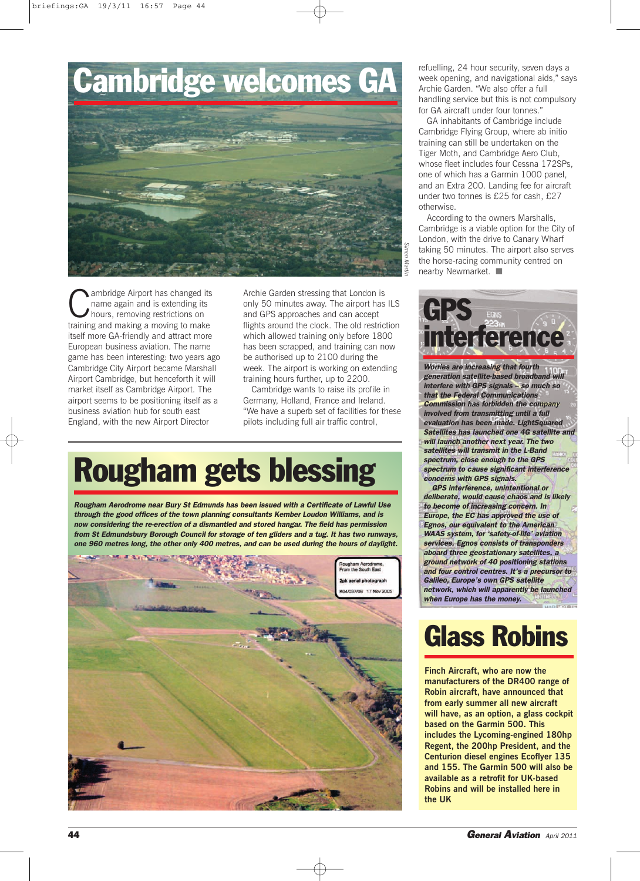# Cambridge welcomes GA

Simon Martin

Cambridge Airport has changed its name again and is extending its hours, removing restrictions on training and making a moving to make itself more GA-friendly and attract more European business aviation. The name game has been interesting: two years ago Cambridge City Airport became Marshall Airport Cambridge, but henceforth it will market itself as Cambridge Airport. The airport seems to be positioning itself as a business aviation hub for south east England, with the new Airport Director Archie Garden stressing that London is only 50 minutes away. The airport has ILS and GPS approaches and can accept flights around the clock. The old restriction which allowed training only before 1800 has been scrapped, and training can now be authorised up to 2100 during the week. The airport is working on extending training hours further, up to 2200.

Cambridge wants to raise its profile in Germany, Holland, France and Ireland. "We have a superb set of facilities for these pilots including full air traffic control, refuelling, 24 hour security, seven days a week opening, and navigational aids," says Archie Garden. "We also offer a full handling service but this is not compulsory for GA aircraft under four tonnes."

GA inhabitants of Cambridge include Cambridge Flying Group, where ab initio training can still be undertaken on the Tiger Moth, and Cambridge Aero Club, whose fleet includes four Cessna 172SPs, one of which has a Garmin 1000 panel, and an Extra 200. Landing fee for aircraft under two tonnes is £25 for cash, £27 otherwise.

According to the owners Marshalls, Cambridge is a viable option for the City of London, with the drive to Canary Wharf taking 50 minutes. The airport also serves the horse-racing community centred on nearby Newmarket. ■

# Rougham gets blessing

***Rougham Aerodrome near Bury St Edmunds has been issued with a Certificate of Lawful Use through the good offices of the town planning consultants Kember Loudon Williams, and is now considering the re-erection of a dismantled and stored hangar. The field has permission from St Edmundsbury Borough Council for storage of ten gliders and a tug. It has two runways, one 960 metres long, the other only 400 metres, and can be used during the hours of daylight.***

Rougham Aerodrome, From the South East
2pk aerial photograph
K04/037/08 17 Nov 2005

# GPS interference

***Worries are increasing that fourth generation satellite-based broadband will interfere with GPS signals – so much so that the Federal Communications Commission has forbidden the company involved from transmitting until a full evaluation has been made. LightSquared Satellites has launched one 4G satellite and will launch another next year. The two satellites will transmit in the L-Band spectrum, close enough to the GPS spectrum to cause significant interference concerns with GPS signals.***

***GPS interference, unintentional or deliberate, would cause chaos and is likely to become of increasing concern. In Europe, the EC has approved the use of Egnos, our equivalent to the American WAAS system, for 'safety-of-life' aviation services. Egnos consists of transponders aboard three geostationary satellites, a ground network of 40 positioning stations and four control centres. It's a precursor to Galileo, Europe's own GPS satellite network, which will apparently be launched when Europe has the money.***

# Glass Robins

**Finch Aircraft, who are now the manufacturers of the DR400 range of Robin aircraft, have announced that from early summer all new aircraft will have, as an option, a glass cockpit based on the Garmin 500. This includes the Lycoming-engined 180hp Regent, the 200hp President, and the Centurion diesel engines Ecoflyer 135 and 155. The Garmin 500 will also be available as a retrofit for UK-based Robins and will be installed here in the UK**